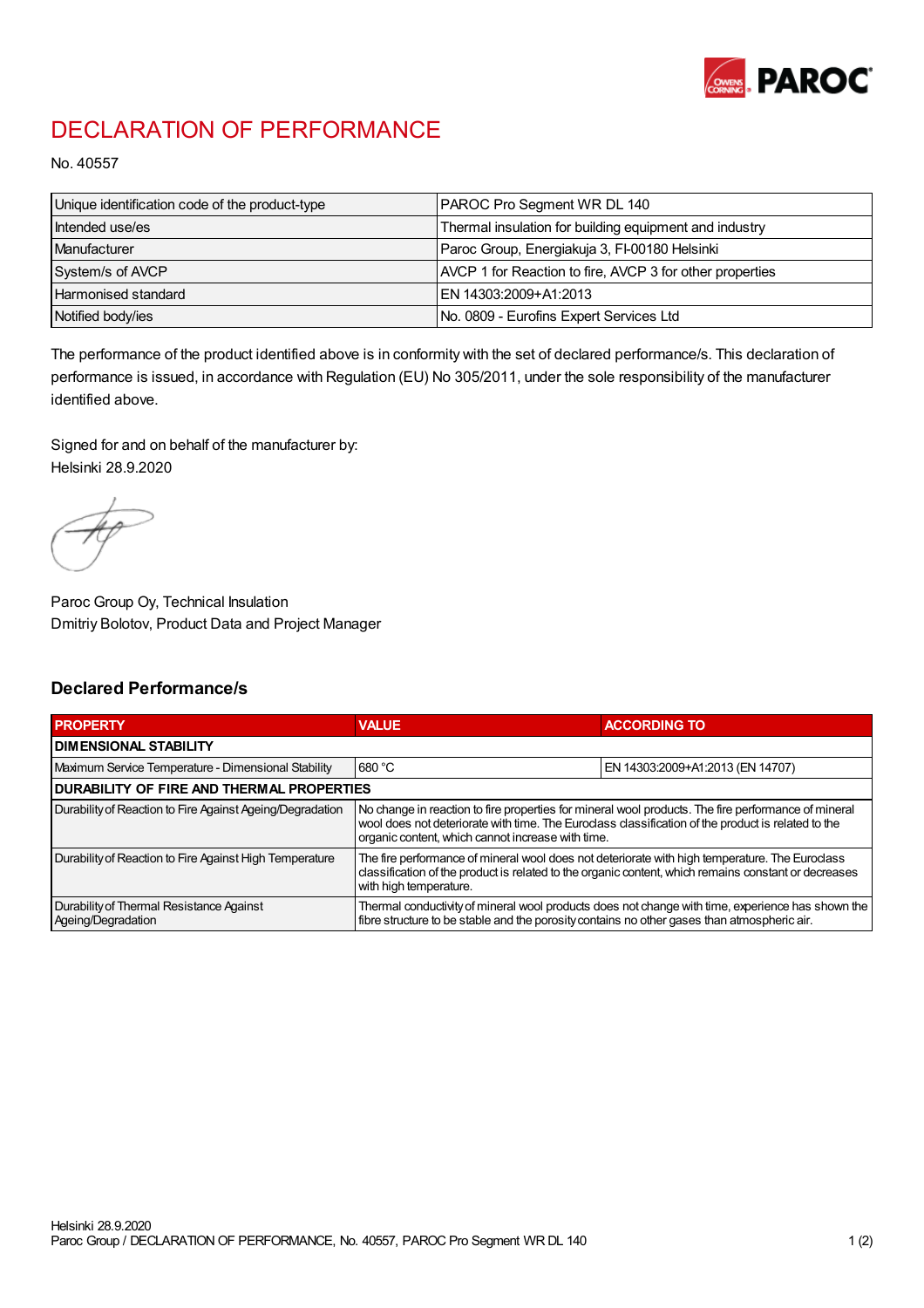# DECLARATION OF PERFORMANCE

No. 40557

| Unique identification code of the product-type | PAROC Pro Segment WR DL 140 |
|---|---|
| Intended use/es | Thermal insulation for building equipment and industry |
| Manufacturer | Paroc Group, Energiakuja 3, FI-00180 Helsinki |
| System/s of AVCP | AVCP 1 for Reaction to fire, AVCP 3 for other properties |
| Harmonised standard | EN 14303:2009+A1:2013 |
| Notified body/ies | No. 0809 - Eurofins Expert Services Ltd |

The performance of the product identified above is in conformity with the set of declared performance/s. This declaration of performance is issued, in accordance with Regulation (EU) No 305/2011, under the sole responsibility of the manufacturer identified above.

Signed for and on behalf of the manufacturer by:
Helsinki 28.9.2020

Paroc Group Oy, Technical Insulation
Dmitriy Bolotov, Product Data and Project Manager

## Declared Performance/s

| PROPERTY | VALUE | ACCORDING TO |
|---|---|---|
| **DIMENSIONAL STABILITY** | | |
| Maximum Service Temperature - Dimensional Stability | 680 °C | EN 14303:2009+A1:2013 (EN 14707) |
| **DURABILITY OF FIRE AND THERMAL PROPERTIES** | | |
| Durability of Reaction to Fire Against Ageing/Degradation | No change in reaction to fire properties for mineral wool products. The fire performance of mineral wool does not deteriorate with time. The Euroclass classification of the product is related to the organic content, which cannot increase with time. | |
| Durability of Reaction to Fire Against High Temperature | The fire performance of mineral wool does not deteriorate with high temperature. The Euroclass classification of the product is related to the organic content, which remains constant or decreases with high temperature. | |
| Durability of Thermal Resistance Against Ageing/Degradation | Thermal conductivity of mineral wool products does not change with time, experience has shown the fibre structure to be stable and the porosity contains no other gases than atmospheric air. | |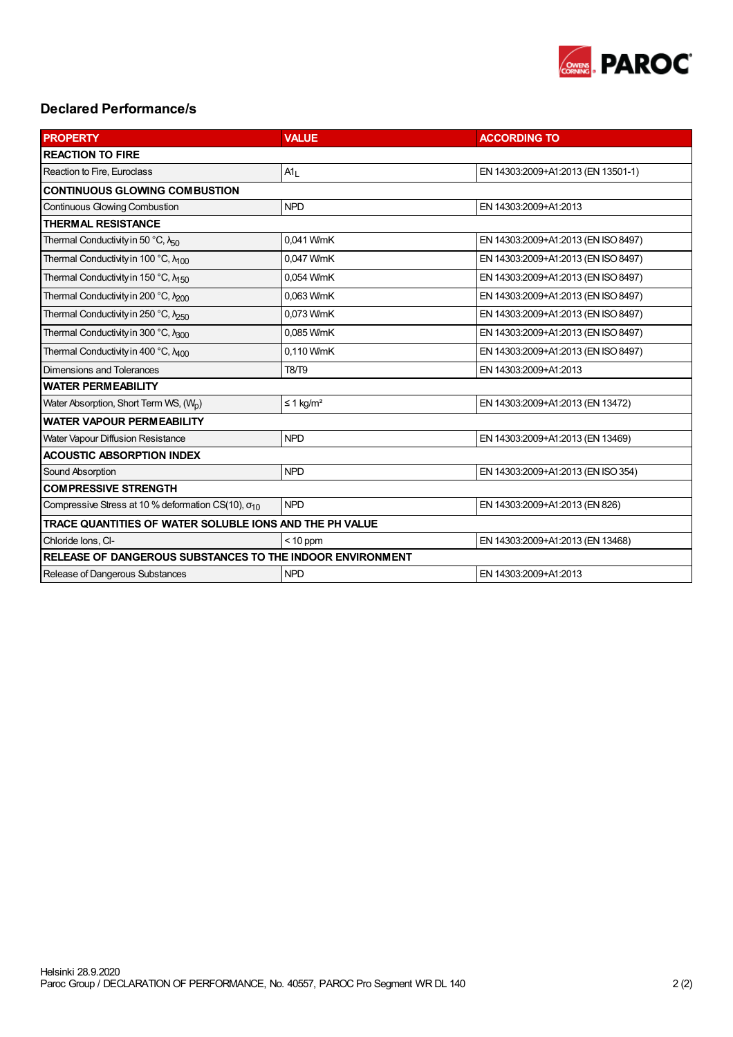## Declared Performance/s

| PROPERTY | VALUE | ACCORDING TO |
|---|---|---|
| **REACTION TO FIRE** | | |
| Reaction to Fire, Euroclass | $A1_L$ | EN 14303:2009+A1:2013 (EN 13501-1) |
| **CONTINUOUS GLOWING COMBUSTION** | | |
| Continuous Glowing Combustion | NPD | EN 14303:2009+A1:2013 |
| **THERMAL RESISTANCE** | | |
| Thermal Conductivity in 50 °C, $\lambda_{50}$ | 0,041 W/mK | EN 14303:2009+A1:2013 (EN ISO 8497) |
| Thermal Conductivity in 100 °C, $\lambda_{100}$ | 0,047 W/mK | EN 14303:2009+A1:2013 (EN ISO 8497) |
| Thermal Conductivity in 150 °C, $\lambda_{150}$ | 0,054 W/mK | EN 14303:2009+A1:2013 (EN ISO 8497) |
| Thermal Conductivity in 200 °C, $\lambda_{200}$ | 0,063 W/mK | EN 14303:2009+A1:2013 (EN ISO 8497) |
| Thermal Conductivity in 250 °C, $\lambda_{250}$ | 0,073 W/mK | EN 14303:2009+A1:2013 (EN ISO 8497) |
| Thermal Conductivity in 300 °C, $\lambda_{300}$ | 0,085 W/mK | EN 14303:2009+A1:2013 (EN ISO 8497) |
| Thermal Conductivity in 400 °C, $\lambda_{400}$ | 0,110 W/mK | EN 14303:2009+A1:2013 (EN ISO 8497) |
| Dimensions and Tolerances | T8/T9 | EN 14303:2009+A1:2013 |
| **WATER PERMEABILITY** | | |
| Water Absorption, Short Term WS, ($W_p$) | ≤ 1 kg/m² | EN 14303:2009+A1:2013 (EN 13472) |
| **WATER VAPOUR PERMEABILITY** | | |
| Water Vapour Diffusion Resistance | NPD | EN 14303:2009+A1:2013 (EN 13469) |
| **ACOUSTIC ABSORPTION INDEX** | | |
| Sound Absorption | NPD | EN 14303:2009+A1:2013 (EN ISO 354) |
| **COMPRESSIVE STRENGTH** | | |
| Compressive Stress at 10 % deformation CS(10), $\sigma_{10}$ | NPD | EN 14303:2009+A1:2013 (EN 826) |
| **TRACE QUANTITIES OF WATER SOLUBLE IONS AND THE PH VALUE** | | |
| Chloride Ions, Cl- | < 10 ppm | EN 14303:2009+A1:2013 (EN 13468) |
| **RELEASE OF DANGEROUS SUBSTANCES TO THE INDOOR ENVIRONMENT** | | |
| Release of Dangerous Substances | NPD | EN 14303:2009+A1:2013 |

Helsinki 28.9.2020
Paroc Group / DECLARATION OF PERFORMANCE, No. 40557, PAROC Pro Segment WR DL 140